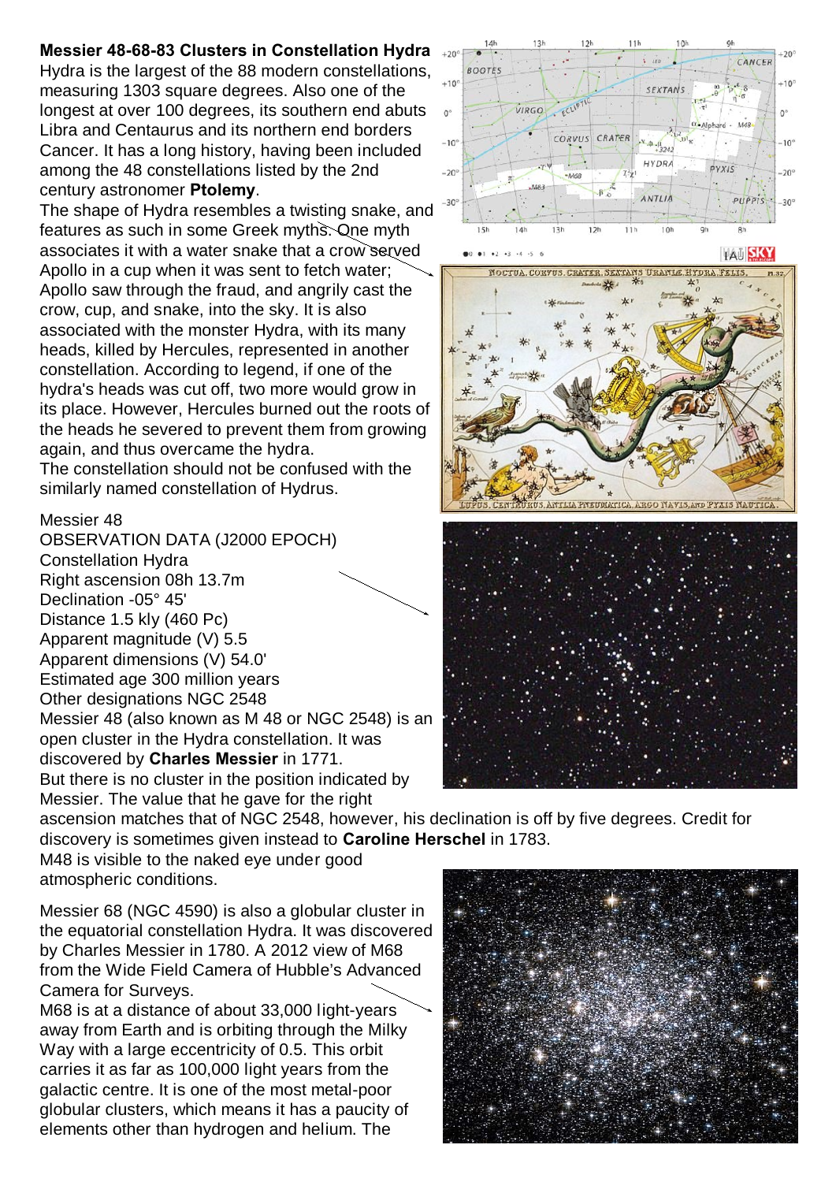**Messier 48-68-83 Clusters in Constellation Hydra**

Hydra is the largest of the 88 modern constellations, measuring 1303 square degrees. Also one of the longest at over 100 degrees, its southern end abuts Libra and Centaurus and its northern end borders Cancer. It has a long history, having been included among the 48 constellations listed by the 2nd century astronomer **Ptolemy**.

The shape of Hydra resembles a twisting snake, and features as such in some Greek myths. One myth associates it with a water snake that a crow served Apollo in a cup when it was sent to fetch water; Apollo saw through the fraud, and angrily cast the crow, cup, and snake, into the sky. It is also associated with the monster Hydra, with its many heads, killed by Hercules, represented in another constellation. According to legend, if one of the hydra's heads was cut off, two more would grow in its place. However, Hercules burned out the roots of the heads he severed to prevent them from growing again, and thus overcame the hydra.

The constellation should not be confused with the similarly named constellation of Hydrus.

Messier 48

OBSERVATION DATA (J2000 EPOCH)

Constellation Hydra

Right ascension 08h 13.7m

Declination -05° 45'

Distance 1.5 kly (460 Pc)

Apparent magnitude (V) 5.5

Apparent dimensions (V) 54.0'

Estimated age 300 million years

Other designations NGC 2548

Messier 48 (also known as M 48 or NGC 2548) is an open cluster in the Hydra constellation. It was discovered by **Charles Messier** in 1771.

But there is no cluster in the position indicated by Messier. The value that he gave for the right ascension matches that of NGC 2548, however, his declination is off by five degrees. Credit for discovery is sometimes given instead to **Caroline Herschel** in 1783.

M48 is visible to the naked eye under good atmospheric conditions.

Messier 68 (NGC 4590) is also a globular cluster in the equatorial constellation Hydra. It was discovered by Charles Messier in 1780. A 2012 view of M68 from the Wide Field Camera of Hubble's Advanced Camera for Surveys.

M68 is at a distance of about 33,000 light-years away from Earth and is orbiting through the Milky Way with a large eccentricity of 0.5. This orbit carries it as far as 100,000 light years from the galactic centre. It is one of the most metal-poor globular clusters, which means it has a paucity of elements other than hydrogen and helium. The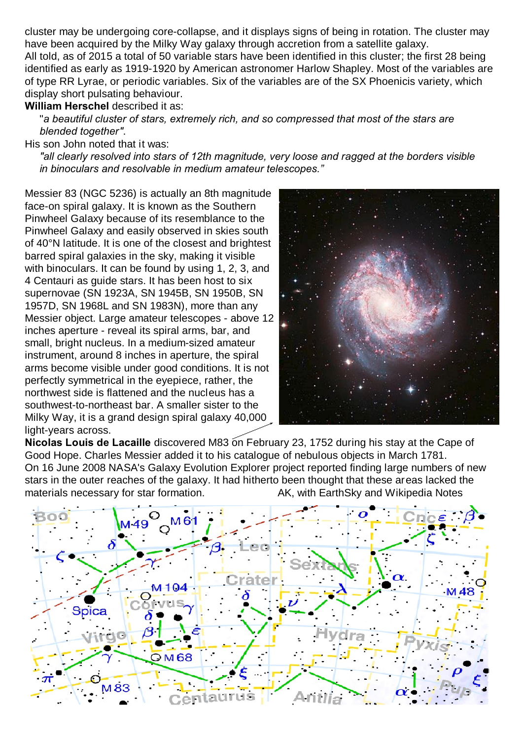cluster may be undergoing core-collapse, and it displays signs of being in rotation. The cluster may have been acquired by the Milky Way galaxy through accretion from a satellite galaxy.
All told, as of 2015 a total of 50 variable stars have been identified in this cluster; the first 28 being identified as early as 1919-1920 by American astronomer Harlow Shapley. Most of the variables are of type RR Lyrae, or periodic variables. Six of the variables are of the SX Phoenicis variety, which display short pulsating behaviour.

**William Herschel** described it as:

> "*a beautiful cluster of stars, extremely rich, and so compressed that most of the stars are blended together"*.

His son John noted that it was:

> *"all clearly resolved into stars of 12th magnitude, very loose and ragged at the borders visible in binoculars and resolvable in medium amateur telescopes."*

Messier 83 (NGC 5236) is actually an 8th magnitude face-on spiral galaxy. It is known as the Southern Pinwheel Galaxy because of its resemblance to the Pinwheel Galaxy and easily observed in skies south of 40°N latitude. It is one of the closest and brightest barred spiral galaxies in the sky, making it visible with binoculars. It can be found by using 1, 2, 3, and 4 Centauri as guide stars. It has been host to six supernovae (SN 1923A, SN 1945B, SN 1950B, SN 1957D, SN 1968L and SN 1983N), more than any Messier object. Large amateur telescopes - above 12 inches aperture - reveal its spiral arms, bar, and small, bright nucleus. In a medium-sized amateur instrument, around 8 inches in aperture, the spiral arms become visible under good conditions. It is not perfectly symmetrical in the eyepiece, rather, the northwest side is flattened and the nucleus has a southwest-to-northeast bar. A smaller sister to the Milky Way, it is a grand design spiral galaxy 40,000 light-years across.

**Nicolas Louis de Lacaille** discovered M83 on February 23, 1752 during his stay at the Cape of Good Hope. Charles Messier added it to his catalogue of nebulous objects in March 1781.
On 16 June 2008 NASA's Galaxy Evolution Explorer project reported finding large numbers of new stars in the outer reaches of the galaxy. It had hitherto been thought that these areas lacked the materials necessary for star formation. AK, with EarthSky and Wikipedia Notes

Boo
M49
M61
Leo
Cnc
Sextans
Crater
M104
M48
Spica
Corvus
Virgo
Hydra
Pyxis
M68
M83
Centaurus
Antlia
Pup